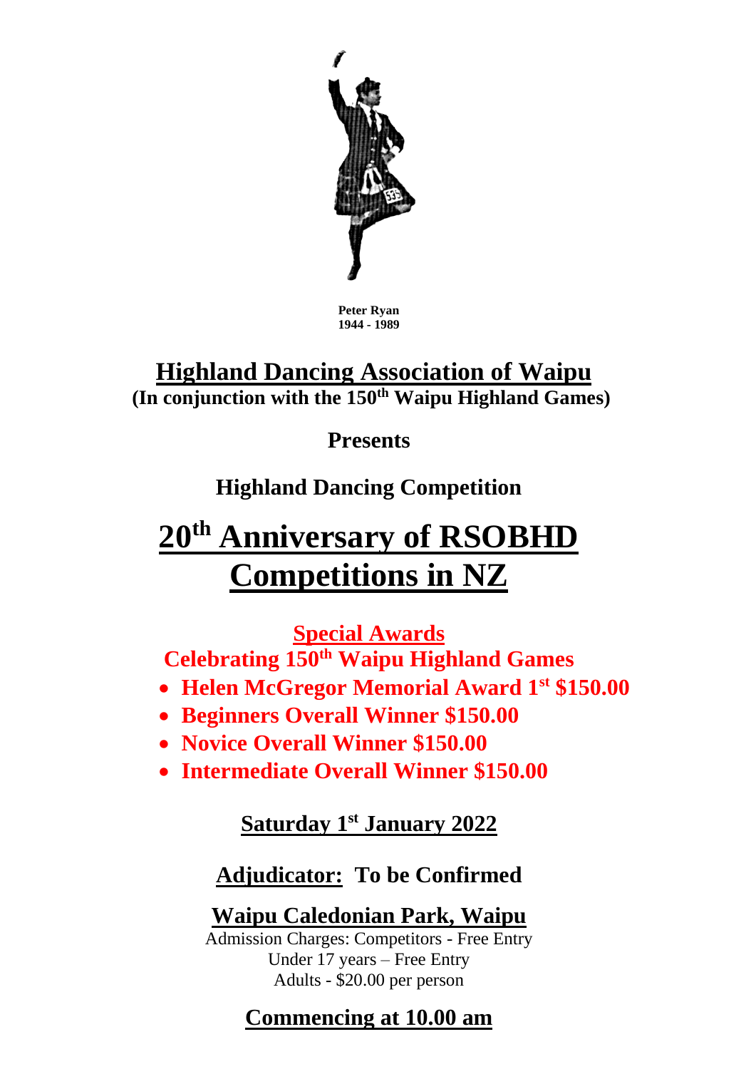Peter Ryan
1944 - 1989

# Highland Dancing Association of Waipu

**(In conjunction with the 150th Waipu Highland Games)**

**Presents**

**Highland Dancing Competition**

# 20th Anniversary of RSOBHD Competitions in NZ

**Special Awards**

**Celebrating 150th Waipu Highland Games**

- **Helen McGregor Memorial Award 1st $150.00**
- **Beginners Overall Winner $150.00**
- **Novice Overall Winner $150.00**
- **Intermediate Overall Winner $150.00**

**Saturday 1st January 2022**

**Adjudicator: To be Confirmed**

**Waipu Caledonian Park, Waipu**

Admission Charges: Competitors - Free Entry
Under 17 years – Free Entry
Adults - $20.00 per person

**Commencing at 10.00 am**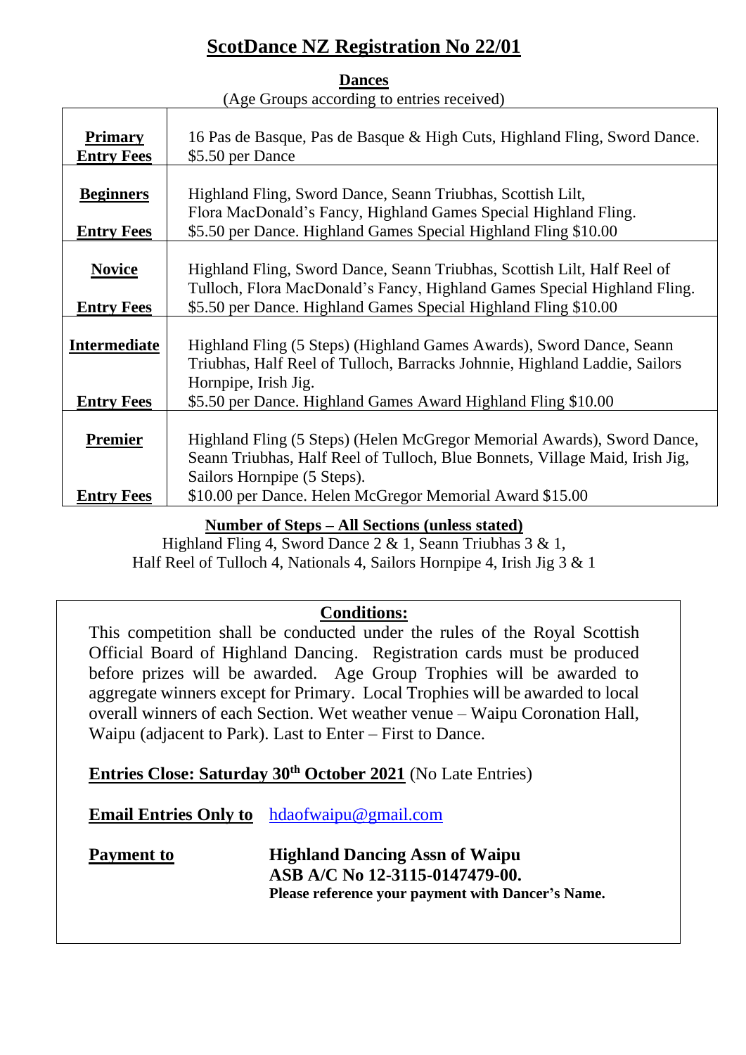# ScotDance NZ Registration No 22/01

## Dances

(Age Groups according to entries received)

| | |
|---|---|
| **Primary**<br>**Entry Fees** | 16 Pas de Basque, Pas de Basque & High Cuts, Highland Fling, Sword Dance.<br>$5.50 per Dance |
| **Beginners**<br><br>**Entry Fees** | Highland Fling, Sword Dance, Seann Triubhas, Scottish Lilt, Flora MacDonald's Fancy, Highland Games Special Highland Fling.<br>$5.50 per Dance. Highland Games Special Highland Fling $10.00 |
| **Novice**<br><br>**Entry Fees** | Highland Fling, Sword Dance, Seann Triubhas, Scottish Lilt, Half Reel of Tulloch, Flora MacDonald's Fancy, Highland Games Special Highland Fling.<br>$5.50 per Dance. Highland Games Special Highland Fling $10.00 |
| **Intermediate**<br><br>**Entry Fees** | Highland Fling (5 Steps) (Highland Games Awards), Sword Dance, Seann Triubhas, Half Reel of Tulloch, Barracks Johnnie, Highland Laddie, Sailors Hornpipe, Irish Jig.<br>$5.50 per Dance. Highland Games Award Highland Fling $10.00 |
| **Premier**<br><br>**Entry Fees** | Highland Fling (5 Steps) (Helen McGregor Memorial Awards), Sword Dance, Seann Triubhas, Half Reel of Tulloch, Blue Bonnets, Village Maid, Irish Jig, Sailors Hornpipe (5 Steps).<br>$10.00 per Dance. Helen McGregor Memorial Award $15.00 |

**Number of Steps – All Sections (unless stated)**

Highland Fling 4, Sword Dance 2 & 1, Seann Triubhas 3 & 1,
Half Reel of Tulloch 4, Nationals 4, Sailors Hornpipe 4, Irish Jig 3 & 1

## Conditions:

This competition shall be conducted under the rules of the Royal Scottish Official Board of Highland Dancing. Registration cards must be produced before prizes will be awarded. Age Group Trophies will be awarded to aggregate winners except for Primary. Local Trophies will be awarded to local overall winners of each Section. Wet weather venue – Waipu Coronation Hall, Waipu (adjacent to Park). Last to Enter – First to Dance.

**Entries Close: Saturday 30th October 2021** (No Late Entries)

**Email Entries Only to** hdaofwaipu@gmail.com

**Payment to** **Highland Dancing Assn of Waipu**
**ASB A/C No 12-3115-0147479-00.**
**Please reference your payment with Dancer's Name.**